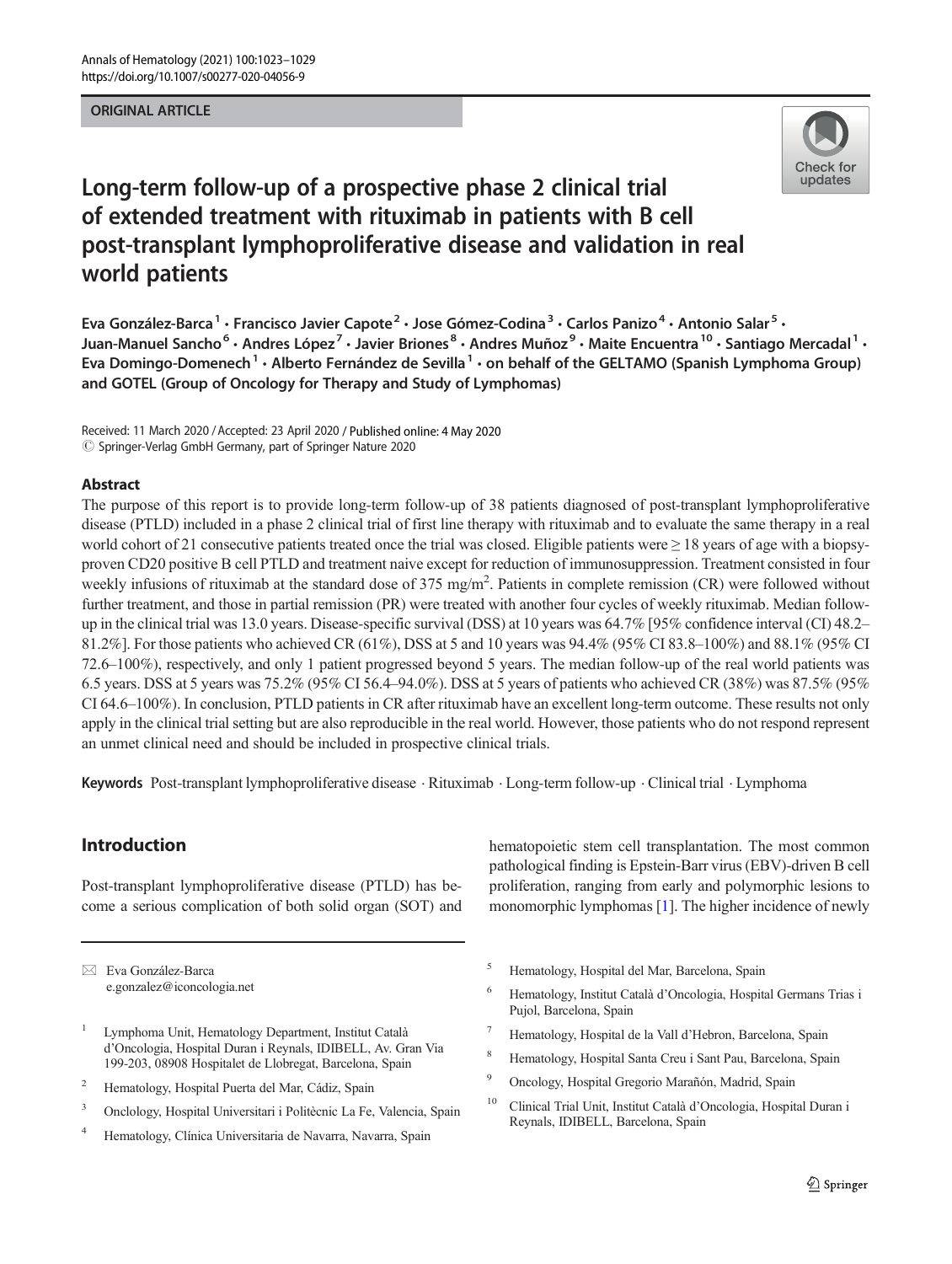ORIGINAL ARTICLE

# Long-term follow-up of a prospective phase 2 clinical trial of extended treatment with rituximab in patients with B cell post-transplant lymphoproliferative disease and validation in real world patients

Eva González-Barca[1] · Francisco Javier Capote[2] · Jose Gómez-Codina[3] · Carlos Panizo[4] · Antonio Salar[5] · Juan-Manuel Sancho[6] · Andres López[7] · Javier Briones[8] · Andres Muñoz[9] · Maite Encuentra[10] · Santiago Mercadal[1] · Eva Domingo-Domenech[1] · Alberto Fernández de Sevilla[1] · on behalf of the GELTAMO (Spanish Lymphoma Group) and GOTEL (Group of Oncology for Therapy and Study of Lymphomas)

Received: 11 March 2020 / Accepted: 23 April 2020 / Published online: 4 May 2020
© Springer-Verlag GmbH Germany, part of Springer Nature 2020

## Abstract

The purpose of this report is to provide long-term follow-up of 38 patients diagnosed of post-transplant lymphoproliferative disease (PTLD) included in a phase 2 clinical trial of first line therapy with rituximab and to evaluate the same therapy in a real world cohort of 21 consecutive patients treated once the trial was closed. Eligible patients were ≥ 18 years of age with a biopsy-proven CD20 positive B cell PTLD and treatment naive except for reduction of immunosuppression. Treatment consisted in four weekly infusions of rituximab at the standard dose of 375 mg/m$^2$. Patients in complete remission (CR) were followed without further treatment, and those in partial remission (PR) were treated with another four cycles of weekly rituximab. Median follow-up in the clinical trial was 13.0 years. Disease-specific survival (DSS) at 10 years was 64.7% [95% confidence interval (CI) 48.2–81.2%]. For those patients who achieved CR (61%), DSS at 5 and 10 years was 94.4% (95% CI 83.8–100%) and 88.1% (95% CI 72.6–100%), respectively, and only 1 patient progressed beyond 5 years. The median follow-up of the real world patients was 6.5 years. DSS at 5 years was 75.2% (95% CI 56.4–94.0%). DSS at 5 years of patients who achieved CR (38%) was 87.5% (95% CI 64.6–100%). In conclusion, PTLD patients in CR after rituximab have an excellent long-term outcome. These results not only apply in the clinical trial setting but are also reproducible in the real world. However, those patients who do not respond represent an unmet clinical need and should be included in prospective clinical trials.

**Keywords** Post-transplant lymphoproliferative disease · Rituximab · Long-term follow-up · Clinical trial · Lymphoma

## Introduction

Post-transplant lymphoproliferative disease (PTLD) has become a serious complication of both solid organ (SOT) and hematopoietic stem cell transplantation. The most common pathological finding is Epstein-Barr virus (EBV)-driven B cell proliferation, ranging from early and polymorphic lesions to monomorphic lymphomas [1]. The higher incidence of newly

✉ Eva González-Barca
e.gonzalez@iconcologia.net

1 Lymphoma Unit, Hematology Department, Institut Català d'Oncologia, Hospital Duran i Reynals, IDIBELL, Av. Gran Via 199-203, 08908 Hospitalet de Llobregat, Barcelona, Spain

2 Hematology, Hospital Puerta del Mar, Cádiz, Spain

3 Onclology, Hospital Universitari i Politècnic La Fe, Valencia, Spain

4 Hematology, Clínica Universitaria de Navarra, Navarra, Spain

5 Hematology, Hospital del Mar, Barcelona, Spain

6 Hematology, Institut Català d'Oncologia, Hospital Germans Trias i Pujol, Barcelona, Spain

7 Hematology, Hospital de la Vall d'Hebron, Barcelona, Spain

8 Hematology, Hospital Santa Creu i Sant Pau, Barcelona, Spain

9 Oncology, Hospital Gregorio Marañón, Madrid, Spain

10 Clinical Trial Unit, Institut Català d'Oncologia, Hospital Duran i Reynals, IDIBELL, Barcelona, Spain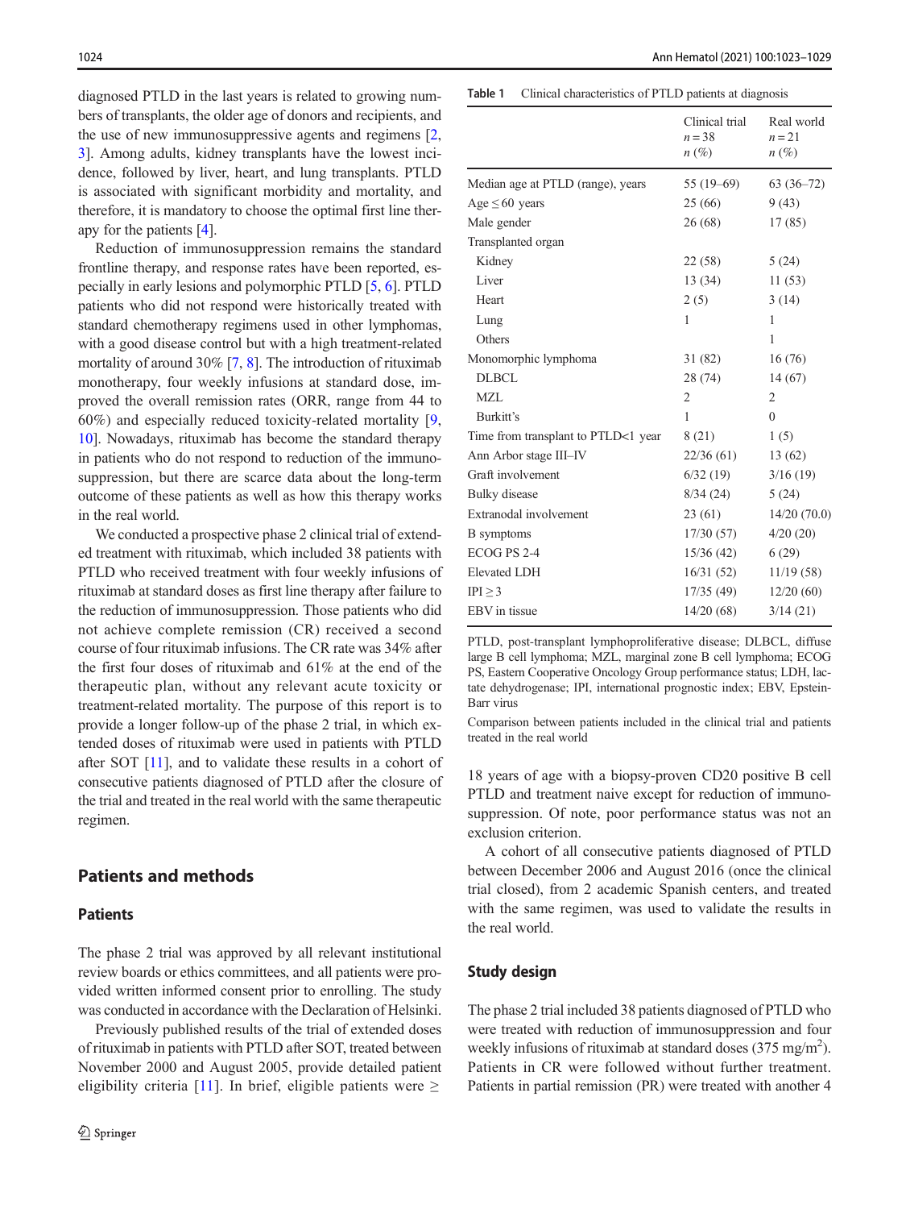diagnosed PTLD in the last years is related to growing numbers of transplants, the older age of donors and recipients, and the use of new immunosuppressive agents and regimens [2, 3]. Among adults, kidney transplants have the lowest incidence, followed by liver, heart, and lung transplants. PTLD is associated with significant morbidity and mortality, and therefore, it is mandatory to choose the optimal first line therapy for the patients [4].

Reduction of immunosuppression remains the standard frontline therapy, and response rates have been reported, especially in early lesions and polymorphic PTLD [5, 6]. PTLD patients who did not respond were historically treated with standard chemotherapy regimens used in other lymphomas, with a good disease control but with a high treatment-related mortality of around 30% [7, 8]. The introduction of rituximab monotherapy, four weekly infusions at standard dose, improved the overall remission rates (ORR, range from 44 to 60%) and especially reduced toxicity-related mortality [9, 10]. Nowadays, rituximab has become the standard therapy in patients who do not respond to reduction of the immunosuppression, but there are scarce data about the long-term outcome of these patients as well as how this therapy works in the real world.

We conducted a prospective phase 2 clinical trial of extended treatment with rituximab, which included 38 patients with PTLD who received treatment with four weekly infusions of rituximab at standard doses as first line therapy after failure to the reduction of immunosuppression. Those patients who did not achieve complete remission (CR) received a second course of four rituximab infusions. The CR rate was 34% after the first four doses of rituximab and 61% at the end of the therapeutic plan, without any relevant acute toxicity or treatment-related mortality. The purpose of this report is to provide a longer follow-up of the phase 2 trial, in which extended doses of rituximab were used in patients with PTLD after SOT [11], and to validate these results in a cohort of consecutive patients diagnosed of PTLD after the closure of the trial and treated in the real world with the same therapeutic regimen.

## Patients and methods

### Patients

The phase 2 trial was approved by all relevant institutional review boards or ethics committees, and all patients were provided written informed consent prior to enrolling. The study was conducted in accordance with the Declaration of Helsinki.

Previously published results of the trial of extended doses of rituximab in patients with PTLD after SOT, treated between November 2000 and August 2005, provide detailed patient eligibility criteria [11]. In brief, eligible patients were ≥ 18 years of age with a biopsy-proven CD20 positive B cell PTLD and treatment naive except for reduction of immunosuppression. Of note, poor performance status was not an exclusion criterion.

A cohort of all consecutive patients diagnosed of PTLD between December 2006 and August 2016 (once the clinical trial closed), from 2 academic Spanish centers, and treated with the same regimen, was used to validate the results in the real world.

**Table 1** Clinical characteristics of PTLD patients at diagnosis

| | Clinical trial<br>$n = 38$<br>$n$ (%) | Real world<br>$n = 21$<br>$n$ (%) |
|---|---|---|
| Median age at PTLD (range), years | 55 (19–69) | 63 (36–72) |
| Age ≤ 60 years | 25 (66) | 9 (43) |
| Male gender | 26 (68) | 17 (85) |
| Transplanted organ | | |
| Kidney | 22 (58) | 5 (24) |
| Liver | 13 (34) | 11 (53) |
| Heart | 2 (5) | 3 (14) |
| Lung | 1 | 1 |
| Others | | 1 |
| Monomorphic lymphoma | 31 (82) | 16 (76) |
| DLBCL | 28 (74) | 14 (67) |
| MZL | 2 | 2 |
| Burkitt's | 1 | 0 |
| Time from transplant to PTLD<1 year | 8 (21) | 1 (5) |
| Ann Arbor stage III–IV | 22/36 (61) | 13 (62) |
| Graft involvement | 6/32 (19) | 3/16 (19) |
| Bulky disease | 8/34 (24) | 5 (24) |
| Extranodal involvement | 23 (61) | 14/20 (70.0) |
| B symptoms | 17/30 (57) | 4/20 (20) |
| ECOG PS 2-4 | 15/36 (42) | 6 (29) |
| Elevated LDH | 16/31 (52) | 11/19 (58) |
| IPI ≥ 3 | 17/35 (49) | 12/20 (60) |
| EBV in tissue | 14/20 (68) | 3/14 (21) |

PTLD, post-transplant lymphoproliferative disease; DLBCL, diffuse large B cell lymphoma; MZL, marginal zone B cell lymphoma; ECOG PS, Eastern Cooperative Oncology Group performance status; LDH, lactate dehydrogenase; IPI, international prognostic index; EBV, Epstein-Barr virus

Comparison between patients included in the clinical trial and patients treated in the real world

### Study design

The phase 2 trial included 38 patients diagnosed of PTLD who were treated with reduction of immunosuppression and four weekly infusions of rituximab at standard doses (375 mg/m$^2$). Patients in CR were followed without further treatment. Patients in partial remission (PR) were treated with another 4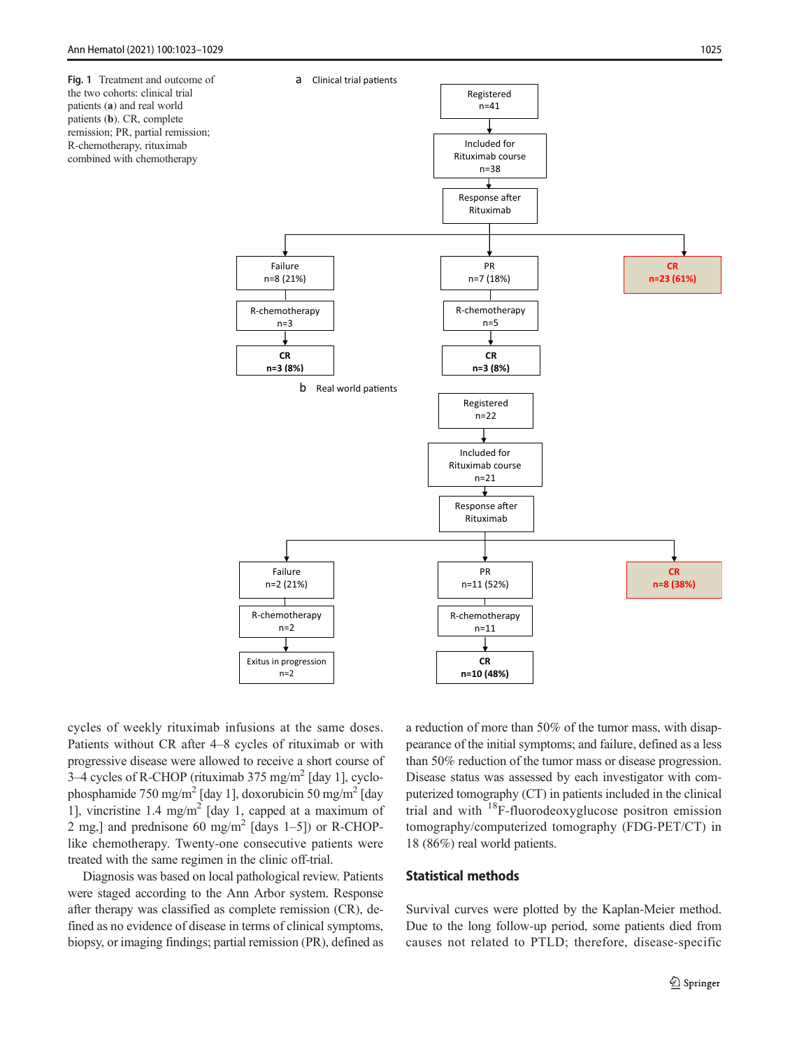**Fig. 1** Treatment and outcome of the two cohorts: clinical trial patients (**a**) and real world patients (**b**). CR, complete remission; PR, partial remission; R-chemotherapy, rituximab combined with chemotherapy

**a** Clinical trial patients

- Registered n=41
  - Included for Rituximab course n=38
    - Response after Rituximab
      - Failure n=8 (21%) → R-chemotherapy n=3 → **CR n=3 (8%)**
      - PR n=7 (18%) → R-chemotherapy n=5 → **CR n=3 (8%)**
      - **CR n=23 (61%)**

**b** Real world patients

- Registered n=22
  - Included for Rituximab course n=21
    - Response after Rituximab
      - Failure n=2 (21%) → R-chemotherapy n=2 → Exitus in progression n=2
      - PR n=11 (52%) → R-chemotherapy n=11 → **CR n=10 (48%)**
      - **CR n=8 (38%)**

cycles of weekly rituximab infusions at the same doses. Patients without CR after 4–8 cycles of rituximab or with progressive disease were allowed to receive a short course of 3–4 cycles of R-CHOP (rituximab 375 mg/m$^2$ [day 1], cyclophosphamide 750 mg/m$^2$ [day 1], doxorubicin 50 mg/m$^2$ [day 1], vincristine 1.4 mg/m$^2$ [day 1, capped at a maximum of 2 mg,] and prednisone 60 mg/m$^2$ [days 1–5]) or R-CHOP-like chemotherapy. Twenty-one consecutive patients were treated with the same regimen in the clinic off-trial.

Diagnosis was based on local pathological review. Patients were staged according to the Ann Arbor system. Response after therapy was classified as complete remission (CR), defined as no evidence of disease in terms of clinical symptoms, biopsy, or imaging findings; partial remission (PR), defined as a reduction of more than 50% of the tumor mass, with disappearance of the initial symptoms; and failure, defined as a less than 50% reduction of the tumor mass or disease progression. Disease status was assessed by each investigator with computerized tomography (CT) in patients included in the clinical trial and with $^{18}$F-fluorodeoxyglucose positron emission tomography/computerized tomography (FDG-PET/CT) in 18 (86%) real world patients.

## Statistical methods

Survival curves were plotted by the Kaplan-Meier method. Due to the long follow-up period, some patients died from causes not related to PTLD; therefore, disease-specific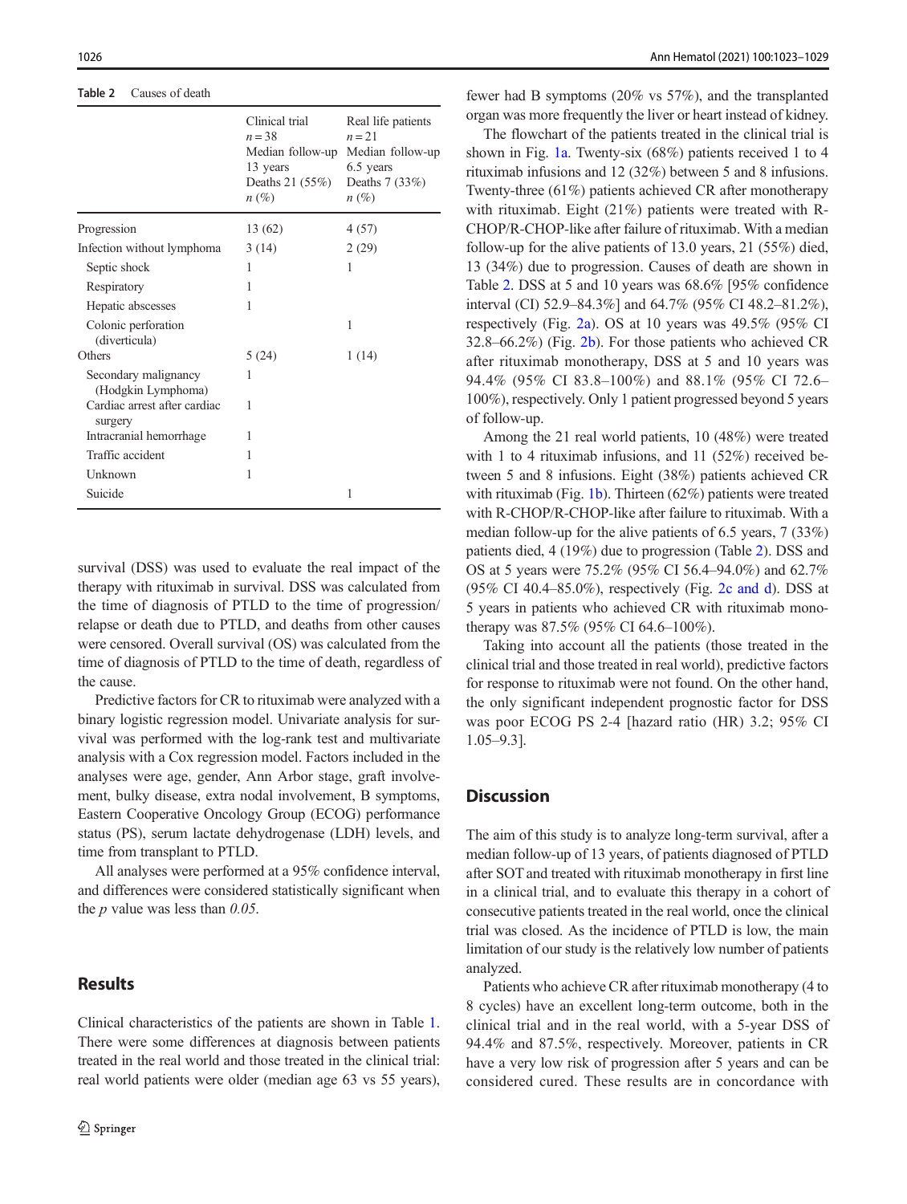**Table 2** Causes of death

| | Clinical trial $n = 38$ Median follow-up 13 years Deaths 21 (55%) $n$ (%) | Real life patients $n = 21$ Median follow-up 6.5 years Deaths 7 (33%) $n$ (%) |
|---|---|---|
| Progression | 13 (62) | 4 (57) |
| Infection without lymphoma | 3 (14) | 2 (29) |
| Septic shock | 1 | 1 |
| Respiratory | 1 | |
| Hepatic abscesses | 1 | |
| Colonic perforation (diverticula) | | 1 |
| Others | 5 (24) | 1 (14) |
| Secondary malignancy (Hodgkin Lymphoma) | 1 | |
| Cardiac arrest after cardiac surgery | 1 | |
| Intracranial hemorrhage | 1 | |
| Traffic accident | 1 | |
| Unknown | 1 | |
| Suicide | | 1 |

survival (DSS) was used to evaluate the real impact of the therapy with rituximab in survival. DSS was calculated from the time of diagnosis of PTLD to the time of progression/relapse or death due to PTLD, and deaths from other causes were censored. Overall survival (OS) was calculated from the time of diagnosis of PTLD to the time of death, regardless of the cause.

Predictive factors for CR to rituximab were analyzed with a binary logistic regression model. Univariate analysis for survival was performed with the log-rank test and multivariate analysis with a Cox regression model. Factors included in the analyses were age, gender, Ann Arbor stage, graft involvement, bulky disease, extra nodal involvement, B symptoms, Eastern Cooperative Oncology Group (ECOG) performance status (PS), serum lactate dehydrogenase (LDH) levels, and time from transplant to PTLD.

All analyses were performed at a 95% confidence interval, and differences were considered statistically significant when the $p$ value was less than *0.05*.

## Results

Clinical characteristics of the patients are shown in Table 1. There were some differences at diagnosis between patients treated in the real world and those treated in the clinical trial: real world patients were older (median age 63 vs 55 years), fewer had B symptoms (20% vs 57%), and the transplanted organ was more frequently the liver or heart instead of kidney.

The flowchart of the patients treated in the clinical trial is shown in Fig. 1a. Twenty-six (68%) patients received 1 to 4 rituximab infusions and 12 (32%) between 5 and 8 infusions. Twenty-three (61%) patients achieved CR after monotherapy with rituximab. Eight (21%) patients were treated with R-CHOP/R-CHOP-like after failure of rituximab. With a median follow-up for the alive patients of 13.0 years, 21 (55%) died, 13 (34%) due to progression. Causes of death are shown in Table 2. DSS at 5 and 10 years was 68.6% [95% confidence interval (CI) 52.9–84.3%] and 64.7% (95% CI 48.2–81.2%), respectively (Fig. 2a). OS at 10 years was 49.5% (95% CI 32.8–66.2%) (Fig. 2b). For those patients who achieved CR after rituximab monotherapy, DSS at 5 and 10 years was 94.4% (95% CI 83.8–100%) and 88.1% (95% CI 72.6–100%), respectively. Only 1 patient progressed beyond 5 years of follow-up.

Among the 21 real world patients, 10 (48%) were treated with 1 to 4 rituximab infusions, and 11 (52%) received between 5 and 8 infusions. Eight (38%) patients achieved CR with rituximab (Fig. 1b). Thirteen (62%) patients were treated with R-CHOP/R-CHOP-like after failure to rituximab. With a median follow-up for the alive patients of 6.5 years, 7 (33%) patients died, 4 (19%) due to progression (Table 2). DSS and OS at 5 years were 75.2% (95% CI 56.4–94.0%) and 62.7% (95% CI 40.4–85.0%), respectively (Fig. 2c and d). DSS at 5 years in patients who achieved CR with rituximab monotherapy was 87.5% (95% CI 64.6–100%).

Taking into account all the patients (those treated in the clinical trial and those treated in real world), predictive factors for response to rituximab were not found. On the other hand, the only significant independent prognostic factor for DSS was poor ECOG PS 2-4 [hazard ratio (HR) 3.2; 95% CI 1.05–9.3].

## Discussion

The aim of this study is to analyze long-term survival, after a median follow-up of 13 years, of patients diagnosed of PTLD after SOT and treated with rituximab monotherapy in first line in a clinical trial, and to evaluate this therapy in a cohort of consecutive patients treated in the real world, once the clinical trial was closed. As the incidence of PTLD is low, the main limitation of our study is the relatively low number of patients analyzed.

Patients who achieve CR after rituximab monotherapy (4 to 8 cycles) have an excellent long-term outcome, both in the clinical trial and in the real world, with a 5-year DSS of 94.4% and 87.5%, respectively. Moreover, patients in CR have a very low risk of progression after 5 years and can be considered cured. These results are in concordance with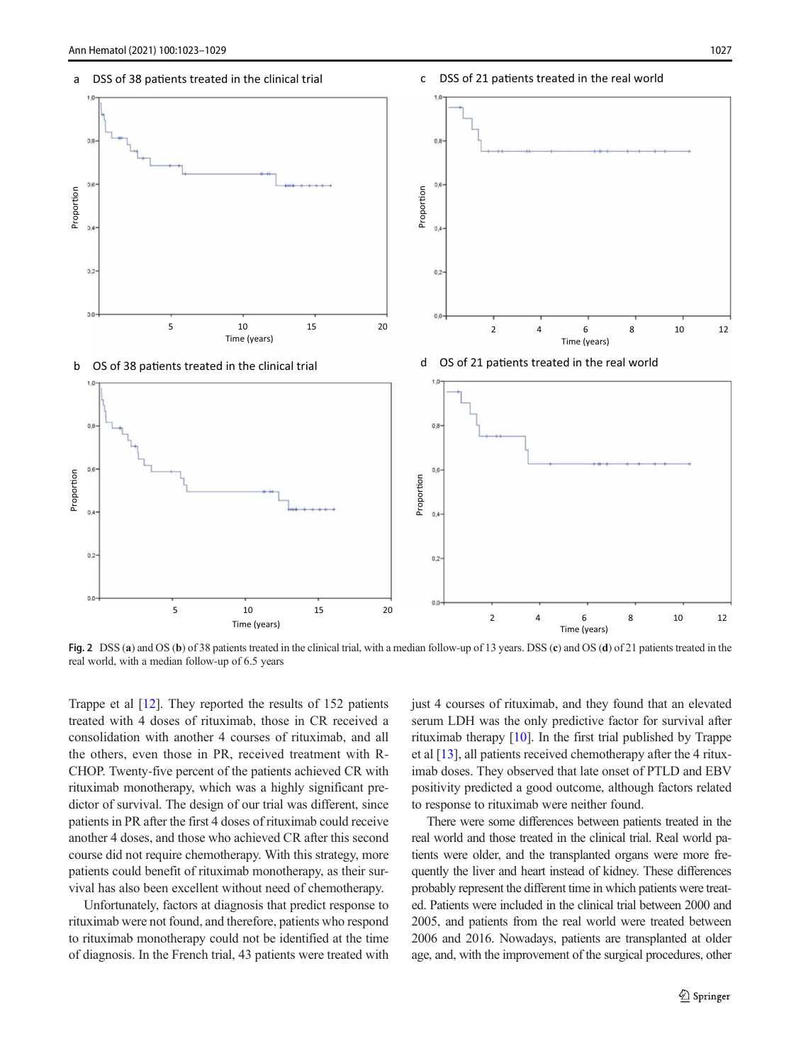Fig. 2 DSS (a) and OS (b) of 38 patients treated in the clinical trial, with a median follow-up of 13 years. DSS (c) and OS (d) of 21 patients treated in the real world, with a median follow-up of 6.5 years

Trappe et al [12]. They reported the results of 152 patients treated with 4 doses of rituximab, those in CR received a consolidation with another 4 courses of rituximab, and all the others, even those in PR, received treatment with R-CHOP. Twenty-five percent of the patients achieved CR with rituximab monotherapy, which was a highly significant predictor of survival. The design of our trial was different, since patients in PR after the first 4 doses of rituximab could receive another 4 doses, and those who achieved CR after this second course did not require chemotherapy. With this strategy, more patients could benefit of rituximab monotherapy, as their survival has also been excellent without need of chemotherapy.

Unfortunately, factors at diagnosis that predict response to rituximab were not found, and therefore, patients who respond to rituximab monotherapy could not be identified at the time of diagnosis. In the French trial, 43 patients were treated with just 4 courses of rituximab, and they found that an elevated serum LDH was the only predictive factor for survival after rituximab therapy [10]. In the first trial published by Trappe et al [13], all patients received chemotherapy after the 4 rituximab doses. They observed that late onset of PTLD and EBV positivity predicted a good outcome, although factors related to response to rituximab were neither found.

There were some differences between patients treated in the real world and those treated in the clinical trial. Real world patients were older, and the transplanted organs were more frequently the liver and heart instead of kidney. These differences probably represent the different time in which patients were treated. Patients were included in the clinical trial between 2000 and 2005, and patients from the real world were treated between 2006 and 2016. Nowadays, patients are transplanted at older age, and, with the improvement of the surgical procedures, other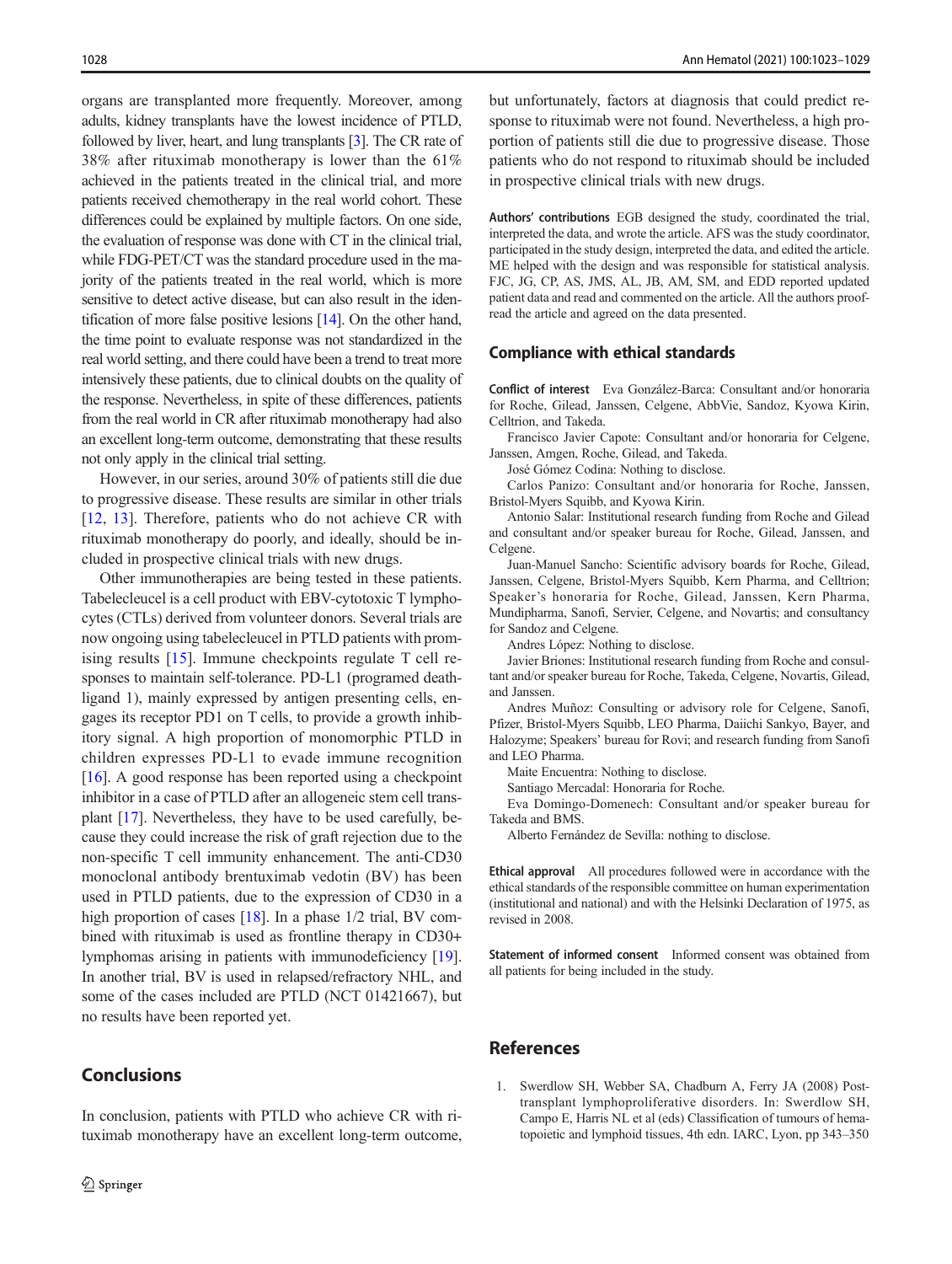organs are transplanted more frequently. Moreover, among adults, kidney transplants have the lowest incidence of PTLD, followed by liver, heart, and lung transplants [3]. The CR rate of 38% after rituximab monotherapy is lower than the 61% achieved in the patients treated in the clinical trial, and more patients received chemotherapy in the real world cohort. These differences could be explained by multiple factors. On one side, the evaluation of response was done with CT in the clinical trial, while FDG-PET/CT was the standard procedure used in the majority of the patients treated in the real world, which is more sensitive to detect active disease, but can also result in the identification of more false positive lesions [14]. On the other hand, the time point to evaluate response was not standardized in the real world setting, and there could have been a trend to treat more intensively these patients, due to clinical doubts on the quality of the response. Nevertheless, in spite of these differences, patients from the real world in CR after rituximab monotherapy had also an excellent long-term outcome, demonstrating that these results not only apply in the clinical trial setting.

However, in our series, around 30% of patients still die due to progressive disease. These results are similar in other trials [12, 13]. Therefore, patients who do not achieve CR with rituximab monotherapy do poorly, and ideally, should be included in prospective clinical trials with new drugs.

Other immunotherapies are being tested in these patients. Tabelecleucel is a cell product with EBV-cytotoxic T lymphocytes (CTLs) derived from volunteer donors. Several trials are now ongoing using tabelecleucel in PTLD patients with promising results [15]. Immune checkpoints regulate T cell responses to maintain self-tolerance. PD-L1 (programed death-ligand 1), mainly expressed by antigen presenting cells, engages its receptor PD1 on T cells, to provide a growth inhibitory signal. A high proportion of monomorphic PTLD in children expresses PD-L1 to evade immune recognition [16]. A good response has been reported using a checkpoint inhibitor in a case of PTLD after an allogeneic stem cell transplant [17]. Nevertheless, they have to be used carefully, because they could increase the risk of graft rejection due to the non-specific T cell immunity enhancement. The anti-CD30 monoclonal antibody brentuximab vedotin (BV) has been used in PTLD patients, due to the expression of CD30 in a high proportion of cases [18]. In a phase 1/2 trial, BV combined with rituximab is used as frontline therapy in CD30+ lymphomas arising in patients with immunodeficiency [19]. In another trial, BV is used in relapsed/refractory NHL, and some of the cases included are PTLD (NCT 01421667), but no results have been reported yet.

## Conclusions

In conclusion, patients with PTLD who achieve CR with rituximab monotherapy have an excellent long-term outcome, but unfortunately, factors at diagnosis that could predict response to rituximab were not found. Nevertheless, a high proportion of patients still die due to progressive disease. Those patients who do not respond to rituximab should be included in prospective clinical trials with new drugs.

**Authors' contributions** EGB designed the study, coordinated the trial, interpreted the data, and wrote the article. AFS was the study coordinator, participated in the study design, interpreted the data, and edited the article. ME helped with the design and was responsible for statistical analysis. FJC, JG, CP, AS, JMS, AL, JB, AM, SM, and EDD reported updated patient data and read and commented on the article. All the authors proofread the article and agreed on the data presented.

## Compliance with ethical standards

**Conflict of interest** Eva González-Barca: Consultant and/or honoraria for Roche, Gilead, Janssen, Celgene, AbbVie, Sandoz, Kyowa Kirin, Celltrion, and Takeda.

Francisco Javier Capote: Consultant and/or honoraria for Celgene, Janssen, Amgen, Roche, Gilead, and Takeda.

José Gómez Codina: Nothing to disclose.

Carlos Panizo: Consultant and/or honoraria for Roche, Janssen, Bristol-Myers Squibb, and Kyowa Kirin.

Antonio Salar: Institutional research funding from Roche and Gilead and consultant and/or speaker bureau for Roche, Gilead, Janssen, and Celgene.

Juan-Manuel Sancho: Scientific advisory boards for Roche, Gilead, Janssen, Celgene, Bristol-Myers Squibb, Kern Pharma, and Celltrion; Speaker's honoraria for Roche, Gilead, Janssen, Kern Pharma, Mundipharma, Sanofi, Servier, Celgene, and Novartis; and consultancy for Sandoz and Celgene.

Andres López: Nothing to disclose.

Javier Briones: Institutional research funding from Roche and consultant and/or speaker bureau for Roche, Takeda, Celgene, Novartis, Gilead, and Janssen.

Andres Muñoz: Consulting or advisory role for Celgene, Sanofi, Pfizer, Bristol-Myers Squibb, LEO Pharma, Daiichi Sankyo, Bayer, and Halozyme; Speakers' bureau for Rovi; and research funding from Sanofi and LEO Pharma.

Maite Encuentra: Nothing to disclose.

Santiago Mercadal: Honoraria for Roche.

Eva Domingo-Domenech: Consultant and/or speaker bureau for Takeda and BMS.

Alberto Fernández de Sevilla: nothing to disclose.

**Ethical approval** All procedures followed were in accordance with the ethical standards of the responsible committee on human experimentation (institutional and national) and with the Helsinki Declaration of 1975, as revised in 2008.

**Statement of informed consent** Informed consent was obtained from all patients for being included in the study.

## References

1. Swerdlow SH, Webber SA, Chadburn A, Ferry JA (2008) Post-transplant lymphoproliferative disorders. In: Swerdlow SH, Campo E, Harris NL et al (eds) Classification of tumours of hematopoietic and lymphoid tissues, 4th edn. IARC, Lyon, pp 343–350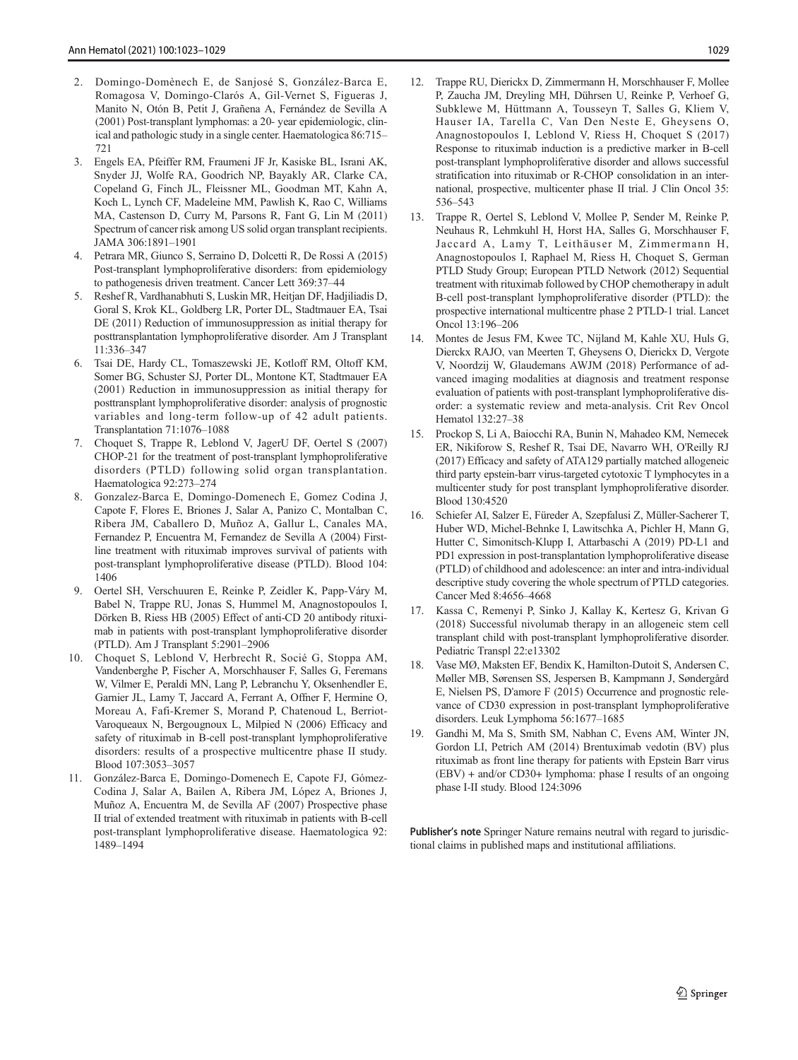2. Domingo-Domènech E, de Sanjosé S, González-Barca E, Romagosa V, Domingo-Clarós A, Gil-Vernet S, Figueras J, Manito N, Otón B, Petit J, Grañena A, Fernández de Sevilla A (2001) Post-transplant lymphomas: a 20- year epidemiologic, clinical and pathologic study in a single center. Haematologica 86:715–721
3. Engels EA, Pfeiffer RM, Fraumeni JF Jr, Kasiske BL, Israni AK, Snyder JJ, Wolfe RA, Goodrich NP, Bayakly AR, Clarke CA, Copeland G, Finch JL, Fleissner ML, Goodman MT, Kahn A, Koch L, Lynch CF, Madeleine MM, Pawlish K, Rao C, Williams MA, Castenson D, Curry M, Parsons R, Fant G, Lin M (2011) Spectrum of cancer risk among US solid organ transplant recipients. JAMA 306:1891–1901
4. Petrara MR, Giunco S, Serraino D, Dolcetti R, De Rossi A (2015) Post-transplant lymphoproliferative disorders: from epidemiology to pathogenesis driven treatment. Cancer Lett 369:37–44
5. Reshef R, Vardhanabhuti S, Luskin MR, Heitjan DF, Hadjiliadis D, Goral S, Krok KL, Goldberg LR, Porter DL, Stadtmauer EA, Tsai DE (2011) Reduction of immunosuppression as initial therapy for posttransplantation lymphoproliferative disorder. Am J Transplant 11:336–347
6. Tsai DE, Hardy CL, Tomaszewski JE, Kotloff RM, Oltoff KM, Somer BG, Schuster SJ, Porter DL, Montone KT, Stadtmauer EA (2001) Reduction in immunosuppression as initial therapy for posttransplant lymphoproliferative disorder: analysis of prognostic variables and long-term follow-up of 42 adult patients. Transplantation 71:1076–1088
7. Choquet S, Trappe R, Leblond V, JagerU DF, Oertel S (2007) CHOP-21 for the treatment of post-transplant lymphoproliferative disorders (PTLD) following solid organ transplantation. Haematologica 92:273–274
8. Gonzalez-Barca E, Domingo-Domenech E, Gomez Codina J, Capote F, Flores E, Briones J, Salar A, Panizo C, Montalban C, Ribera JM, Caballero D, Muñoz A, Gallur L, Canales MA, Fernandez P, Encuentra M, Fernandez de Sevilla A (2004) First-line treatment with rituximab improves survival of patients with post-transplant lymphoproliferative disease (PTLD). Blood 104: 1406
9. Oertel SH, Verschuuren E, Reinke P, Zeidler K, Papp-Váry M, Babel N, Trappe RU, Jonas S, Hummel M, Anagnostopoulos I, Dörken B, Riess HB (2005) Effect of anti-CD 20 antibody rituximab in patients with post-transplant lymphoproliferative disorder (PTLD). Am J Transplant 5:2901–2906
10. Choquet S, Leblond V, Herbrecht R, Socié G, Stoppa AM, Vandenberghe P, Fischer A, Morschhauser F, Salles G, Feremans W, Vilmer E, Peraldi MN, Lang P, Lebranchu Y, Oksenhendler E, Garnier JL, Lamy T, Jaccard A, Ferrant A, Offner F, Hermine O, Moreau A, Fafi-Kremer S, Morand P, Chatenoud L, Berriot-Varoqueaux N, Bergougnoux L, Milpied N (2006) Efficacy and safety of rituximab in B-cell post-transplant lymphoproliferative disorders: results of a prospective multicentre phase II study. Blood 107:3053–3057
11. González-Barca E, Domingo-Domenech E, Capote FJ, Gómez-Codina J, Salar A, Bailen A, Ribera JM, López A, Briones J, Muñoz A, Encuentra M, de Sevilla AF (2007) Prospective phase II trial of extended treatment with rituximab in patients with B-cell post-transplant lymphoproliferative disease. Haematologica 92: 1489–1494
12. Trappe RU, Dierickx D, Zimmermann H, Morschhauser F, Mollee P, Zaucha JM, Dreyling MH, Dührsen U, Reinke P, Verhoef G, Subklewe M, Hüttmann A, Tousseyn T, Salles G, Kliem V, Hauser IA, Tarella C, Van Den Neste E, Gheysens O, Anagnostopoulos I, Leblond V, Riess H, Choquet S (2017) Response to rituximab induction is a predictive marker in B-cell post-transplant lymphoproliferative disorder and allows successful stratification into rituximab or R-CHOP consolidation in an international, prospective, multicenter phase II trial. J Clin Oncol 35: 536–543
13. Trappe R, Oertel S, Leblond V, Mollee P, Sender M, Reinke P, Neuhaus R, Lehmkuhl H, Horst HA, Salles G, Morschhauser F, Jaccard A, Lamy T, Leithäuser M, Zimmermann H, Anagnostopoulos I, Raphael M, Riess H, Choquet S, German PTLD Study Group; European PTLD Network (2012) Sequential treatment with rituximab followed by CHOP chemotherapy in adult B-cell post-transplant lymphoproliferative disorder (PTLD): the prospective international multicentre phase 2 PTLD-1 trial. Lancet Oncol 13:196–206
14. Montes de Jesus FM, Kwee TC, Nijland M, Kahle XU, Huls G, Dierckx RAJO, van Meerten T, Gheysens O, Dierickx D, Vergote V, Noordzij W, Glaudemans AWJM (2018) Performance of advanced imaging modalities at diagnosis and treatment response evaluation of patients with post-transplant lymphoproliferative disorder: a systematic review and meta-analysis. Crit Rev Oncol Hematol 132:27–38
15. Prockop S, Li A, Baiocchi RA, Bunin N, Mahadeo KM, Nemecek ER, Nikiforow S, Reshef R, Tsai DE, Navarro WH, O'Reilly RJ (2017) Efficacy and safety of ATA129 partially matched allogeneic third party epstein-barr virus-targeted cytotoxic T lymphocytes in a multicenter study for post transplant lymphoproliferative disorder. Blood 130:4520
16. Schiefer AI, Salzer E, Füreder A, Szepfalusi Z, Müller-Sacherer T, Huber WD, Michel-Behnke I, Lawitschka A, Pichler H, Mann G, Hutter C, Simonitsch-Klupp I, Attarbaschi A (2019) PD-L1 and PD1 expression in post-transplantation lymphoproliferative disease (PTLD) of childhood and adolescence: an inter and intra-individual descriptive study covering the whole spectrum of PTLD categories. Cancer Med 8:4656–4668
17. Kassa C, Remenyi P, Sinko J, Kallay K, Kertesz G, Krivan G (2018) Successful nivolumab therapy in an allogeneic stem cell transplant child with post-transplant lymphoproliferative disorder. Pediatric Transpl 22:e13302
18. Vase MØ, Maksten EF, Bendix K, Hamilton-Dutoit S, Andersen C, Møller MB, Sørensen SS, Jespersen B, Kampmann J, Søndergård E, Nielsen PS, D'amore F (2015) Occurrence and prognostic relevance of CD30 expression in post-transplant lymphoproliferative disorders. Leuk Lymphoma 56:1677–1685
19. Gandhi M, Ma S, Smith SM, Nabhan C, Evens AM, Winter JN, Gordon LI, Petrich AM (2014) Brentuximab vedotin (BV) plus rituximab as front line therapy for patients with Epstein Barr virus (EBV) + and/or CD30+ lymphoma: phase I results of an ongoing phase I-II study. Blood 124:3096

**Publisher's note** Springer Nature remains neutral with regard to jurisdictional claims in published maps and institutional affiliations.